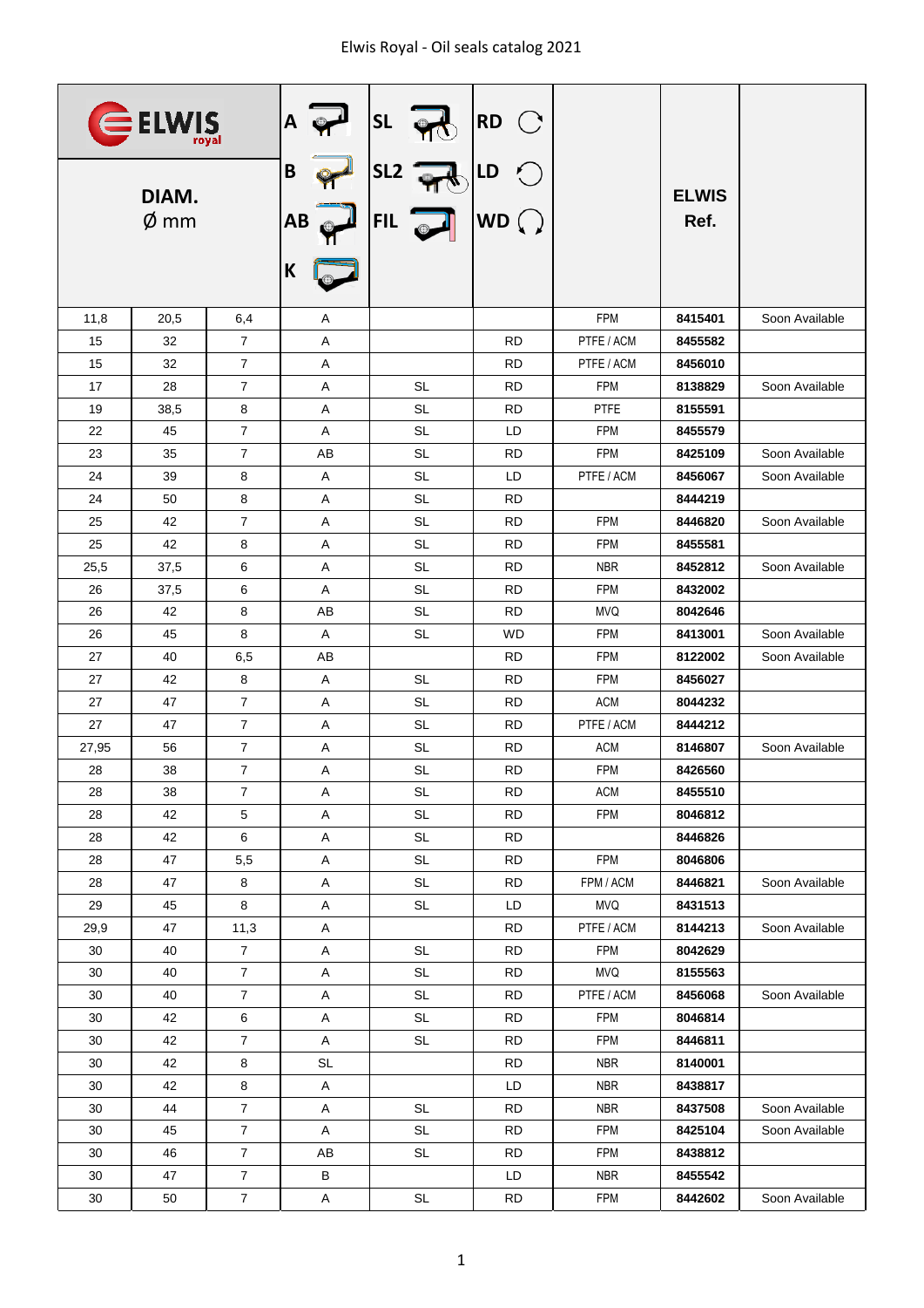| ELWIS royal DIAM. Ø mm | | | A B AB K | SL SL2 FIL | RD LD WD | | ELWIS Ref. | |
|---|---|---|---|---|---|---|---|---|
| 11,8 | 20,5 | 6,4 | A | | | FPM | 8415401 | Soon Available |
| 15 | 32 | 7 | A | | RD | PTFE / ACM | 8455582 | |
| 15 | 32 | 7 | A | | RD | PTFE / ACM | 8456010 | |
| 17 | 28 | 7 | A | SL | RD | FPM | 8138829 | Soon Available |
| 19 | 38,5 | 8 | A | SL | RD | PTFE | 8155591 | |
| 22 | 45 | 7 | A | SL | LD | FPM | 8455579 | |
| 23 | 35 | 7 | AB | SL | RD | FPM | 8425109 | Soon Available |
| 24 | 39 | 8 | A | SL | LD | PTFE / ACM | 8456067 | Soon Available |
| 24 | 50 | 8 | A | SL | RD | | 8444219 | |
| 25 | 42 | 7 | A | SL | RD | FPM | 8446820 | Soon Available |
| 25 | 42 | 8 | A | SL | RD | FPM | 8455581 | |
| 25,5 | 37,5 | 6 | A | SL | RD | NBR | 8452812 | Soon Available |
| 26 | 37,5 | 6 | A | SL | RD | FPM | 8432002 | |
| 26 | 42 | 8 | AB | SL | RD | MVQ | 8042646 | |
| 26 | 45 | 8 | A | SL | WD | FPM | 8413001 | Soon Available |
| 27 | 40 | 6,5 | AB | | RD | FPM | 8122002 | Soon Available |
| 27 | 42 | 8 | A | SL | RD | FPM | 8456027 | |
| 27 | 47 | 7 | A | SL | RD | ACM | 8044232 | |
| 27 | 47 | 7 | A | SL | RD | PTFE / ACM | 8444212 | |
| 27,95 | 56 | 7 | A | SL | RD | ACM | 8146807 | Soon Available |
| 28 | 38 | 7 | A | SL | RD | FPM | 8426560 | |
| 28 | 38 | 7 | A | SL | RD | ACM | 8455510 | |
| 28 | 42 | 5 | A | SL | RD | FPM | 8046812 | |
| 28 | 42 | 6 | A | SL | RD | | 8446826 | |
| 28 | 47 | 5,5 | A | SL | RD | FPM | 8046806 | |
| 28 | 47 | 8 | A | SL | RD | FPM / ACM | 8446821 | Soon Available |
| 29 | 45 | 8 | A | SL | LD | MVQ | 8431513 | |
| 29,9 | 47 | 11,3 | A | | RD | PTFE / ACM | 8144213 | Soon Available |
| 30 | 40 | 7 | A | SL | RD | FPM | 8042629 | |
| 30 | 40 | 7 | A | SL | RD | MVQ | 8155563 | |
| 30 | 40 | 7 | A | SL | RD | PTFE / ACM | 8456068 | Soon Available |
| 30 | 42 | 6 | A | SL | RD | FPM | 8046814 | |
| 30 | 42 | 7 | A | SL | RD | FPM | 8446811 | |
| 30 | 42 | 8 | SL | | RD | NBR | 8140001 | |
| 30 | 42 | 8 | A | | LD | NBR | 8438817 | |
| 30 | 44 | 7 | A | SL | RD | NBR | 8437508 | Soon Available |
| 30 | 45 | 7 | A | SL | RD | FPM | 8425104 | Soon Available |
| 30 | 46 | 7 | AB | SL | RD | FPM | 8438812 | |
| 30 | 47 | 7 | B | | LD | NBR | 8455542 | |
| 30 | 50 | 7 | A | SL | RD | FPM | 8442602 | Soon Available |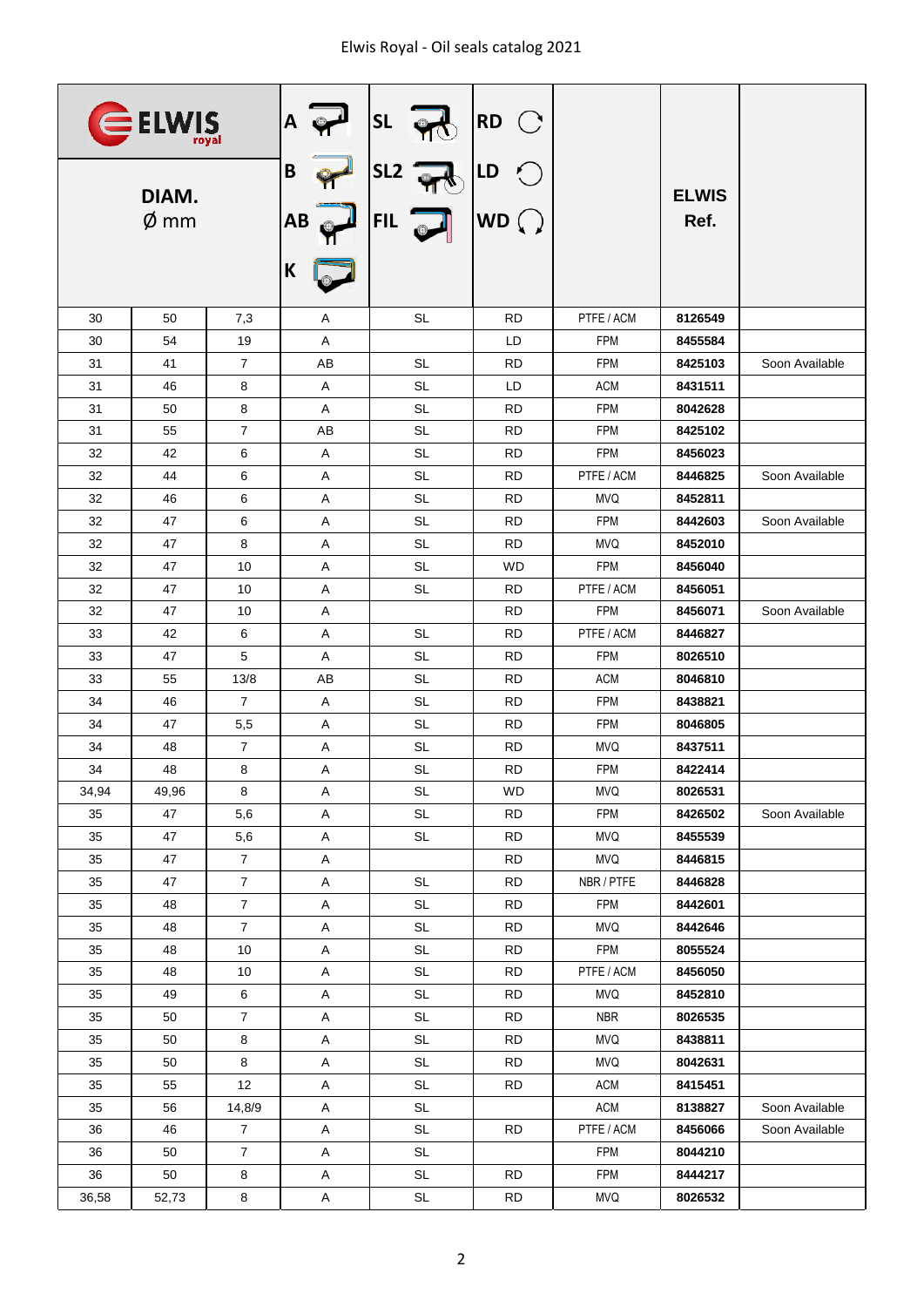| ELWIS royal DIAM. Ø mm | | | A B AB K | SL SL2 FIL | RD LD WD | | ELWIS Ref. | |
|---|---|---|---|---|---|---|---|---|
| 30 | 50 | 7,3 | A | SL | RD | PTFE / ACM | **8126549** | |
| 30 | 54 | 19 | A | | LD | FPM | **8455584** | |
| 31 | 41 | 7 | AB | SL | RD | FPM | **8425103** | Soon Available |
| 31 | 46 | 8 | A | SL | LD | ACM | **8431511** | |
| 31 | 50 | 8 | A | SL | RD | FPM | **8042628** | |
| 31 | 55 | 7 | AB | SL | RD | FPM | **8425102** | |
| 32 | 42 | 6 | A | SL | RD | FPM | **8456023** | |
| 32 | 44 | 6 | A | SL | RD | PTFE / ACM | **8446825** | Soon Available |
| 32 | 46 | 6 | A | SL | RD | MVQ | **8452811** | |
| 32 | 47 | 6 | A | SL | RD | FPM | **8442603** | Soon Available |
| 32 | 47 | 8 | A | SL | RD | MVQ | **8452010** | |
| 32 | 47 | 10 | A | SL | WD | FPM | **8456040** | |
| 32 | 47 | 10 | A | SL | RD | PTFE / ACM | **8456051** | |
| 32 | 47 | 10 | A | | RD | FPM | **8456071** | Soon Available |
| 33 | 42 | 6 | A | SL | RD | PTFE / ACM | **8446827** | |
| 33 | 47 | 5 | A | SL | RD | FPM | **8026510** | |
| 33 | 55 | 13/8 | AB | SL | RD | ACM | **8046810** | |
| 34 | 46 | 7 | A | SL | RD | FPM | **8438821** | |
| 34 | 47 | 5,5 | A | SL | RD | FPM | **8046805** | |
| 34 | 48 | 7 | A | SL | RD | MVQ | **8437511** | |
| 34 | 48 | 8 | A | SL | RD | FPM | **8422414** | |
| 34,94 | 49,96 | 8 | A | SL | WD | MVQ | **8026531** | |
| 35 | 47 | 5,6 | A | SL | RD | FPM | **8426502** | Soon Available |
| 35 | 47 | 5,6 | A | SL | RD | MVQ | **8455539** | |
| 35 | 47 | 7 | A | | RD | MVQ | **8446815** | |
| 35 | 47 | 7 | A | SL | RD | NBR / PTFE | **8446828** | |
| 35 | 48 | 7 | A | SL | RD | FPM | **8442601** | |
| 35 | 48 | 7 | A | SL | RD | MVQ | **8442646** | |
| 35 | 48 | 10 | A | SL | RD | FPM | **8055524** | |
| 35 | 48 | 10 | A | SL | RD | PTFE / ACM | **8456050** | |
| 35 | 49 | 6 | A | SL | RD | MVQ | **8452810** | |
| 35 | 50 | 7 | A | SL | RD | NBR | **8026535** | |
| 35 | 50 | 8 | A | SL | RD | MVQ | **8438811** | |
| 35 | 50 | 8 | A | SL | RD | MVQ | **8042631** | |
| 35 | 55 | 12 | A | SL | RD | ACM | **8415451** | |
| 35 | 56 | 14,8/9 | A | SL | | ACM | **8138827** | Soon Available |
| 36 | 46 | 7 | A | SL | RD | PTFE / ACM | **8456066** | Soon Available |
| 36 | 50 | 7 | A | SL | | FPM | **8044210** | |
| 36 | 50 | 8 | A | SL | RD | FPM | **8444217** | |
| 36,58 | 52,73 | 8 | A | SL | RD | MVQ | **8026532** | |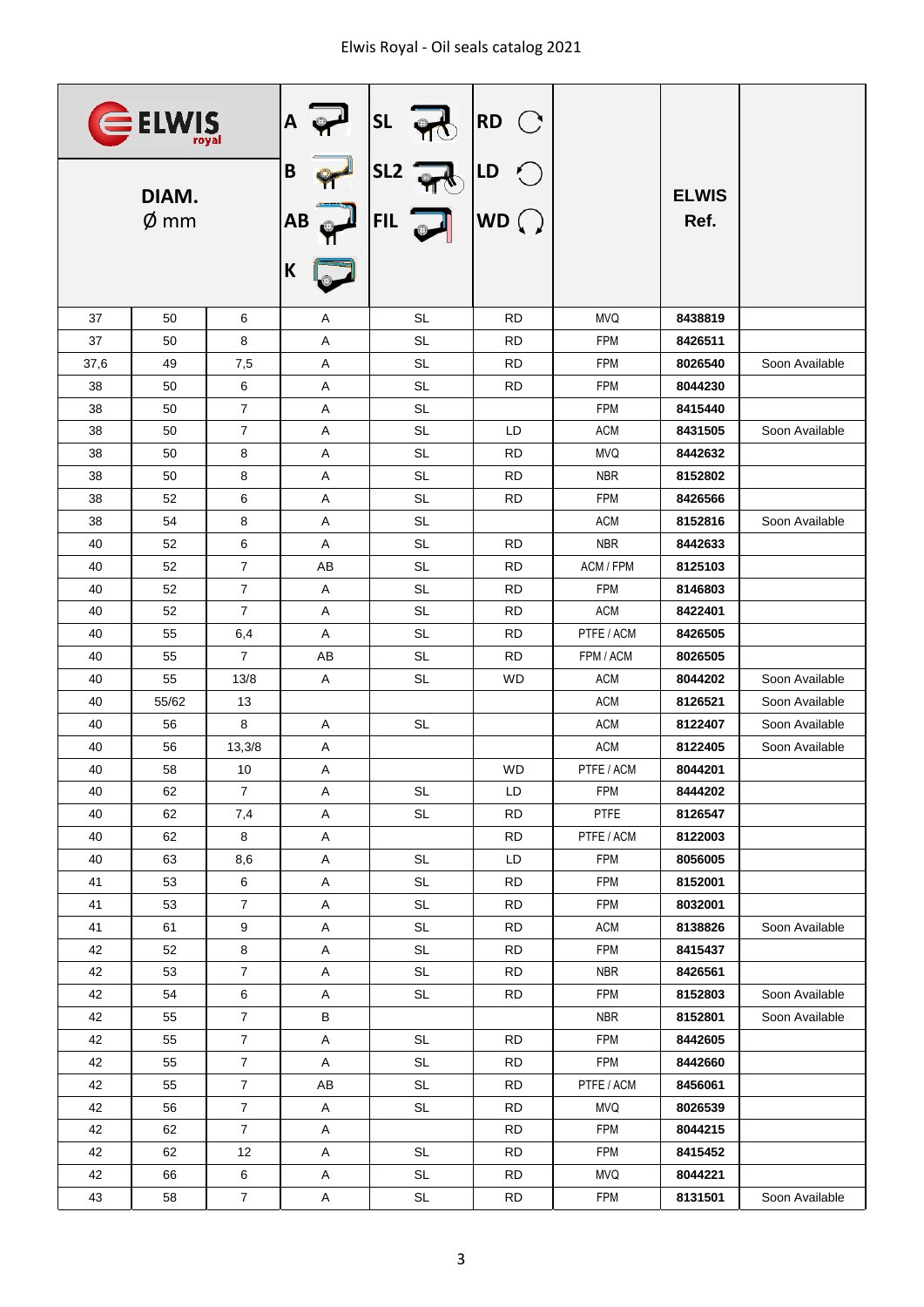| ELWIS royal DIAM. Ø mm | | | A / B / AB / K | SL / SL2 / FIL | RD / LD / WD | | ELWIS Ref. | |
|---|---|---|---|---|---|---|---|---|
| 37 | 50 | 6 | A | SL | RD | MVQ | **8438819** | |
| 37 | 50 | 8 | A | SL | RD | FPM | **8426511** | |
| 37,6 | 49 | 7,5 | A | SL | RD | FPM | **8026540** | Soon Available |
| 38 | 50 | 6 | A | SL | RD | FPM | **8044230** | |
| 38 | 50 | 7 | A | SL | | FPM | **8415440** | |
| 38 | 50 | 7 | A | SL | LD | ACM | **8431505** | Soon Available |
| 38 | 50 | 8 | A | SL | RD | MVQ | **8442632** | |
| 38 | 50 | 8 | A | SL | RD | NBR | **8152802** | |
| 38 | 52 | 6 | A | SL | RD | FPM | **8426566** | |
| 38 | 54 | 8 | A | SL | | ACM | **8152816** | Soon Available |
| 40 | 52 | 6 | A | SL | RD | NBR | **8442633** | |
| 40 | 52 | 7 | AB | SL | RD | ACM / FPM | **8125103** | |
| 40 | 52 | 7 | A | SL | RD | FPM | **8146803** | |
| 40 | 52 | 7 | A | SL | RD | ACM | **8422401** | |
| 40 | 55 | 6,4 | A | SL | RD | PTFE / ACM | **8426505** | |
| 40 | 55 | 7 | AB | SL | RD | FPM / ACM | **8026505** | |
| 40 | 55 | 13/8 | A | SL | WD | ACM | **8044202** | Soon Available |
| 40 | 55/62 | 13 | | | | ACM | **8126521** | Soon Available |
| 40 | 56 | 8 | A | SL | | ACM | **8122407** | Soon Available |
| 40 | 56 | 13,3/8 | A | | | ACM | **8122405** | Soon Available |
| 40 | 58 | 10 | A | | WD | PTFE / ACM | **8044201** | |
| 40 | 62 | 7 | A | SL | LD | FPM | **8444202** | |
| 40 | 62 | 7,4 | A | SL | RD | PTFE | **8126547** | |
| 40 | 62 | 8 | A | | RD | PTFE / ACM | **8122003** | |
| 40 | 63 | 8,6 | A | SL | LD | FPM | **8056005** | |
| 41 | 53 | 6 | A | SL | RD | FPM | **8152001** | |
| 41 | 53 | 7 | A | SL | RD | FPM | **8032001** | |
| 41 | 61 | 9 | A | SL | RD | ACM | **8138826** | Soon Available |
| 42 | 52 | 8 | A | SL | RD | FPM | **8415437** | |
| 42 | 53 | 7 | A | SL | RD | NBR | **8426561** | |
| 42 | 54 | 6 | A | SL | RD | FPM | **8152803** | Soon Available |
| 42 | 55 | 7 | B | | | NBR | **8152801** | Soon Available |
| 42 | 55 | 7 | A | SL | RD | FPM | **8442605** | |
| 42 | 55 | 7 | A | SL | RD | FPM | **8442660** | |
| 42 | 55 | 7 | AB | SL | RD | PTFE / ACM | **8456061** | |
| 42 | 56 | 7 | A | SL | RD | MVQ | **8026539** | |
| 42 | 62 | 7 | A | | RD | FPM | **8044215** | |
| 42 | 62 | 12 | A | SL | RD | FPM | **8415452** | |
| 42 | 66 | 6 | A | SL | RD | MVQ | **8044221** | |
| 43 | 58 | 7 | A | SL | RD | FPM | **8131501** | Soon Available |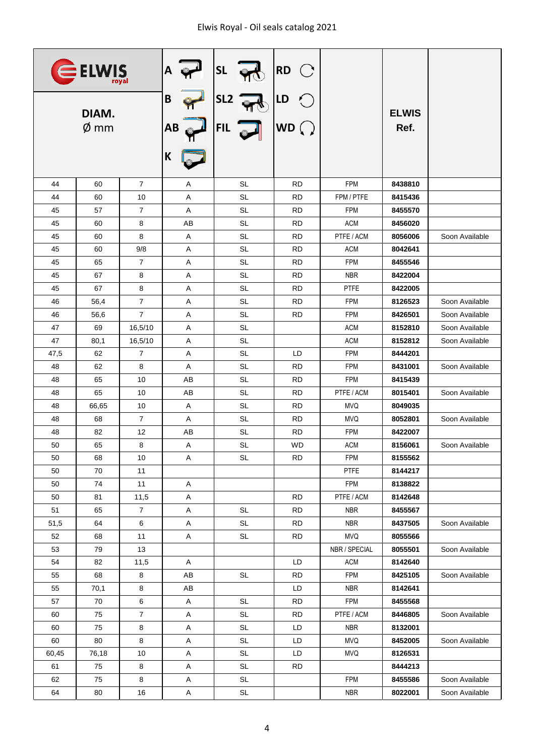| ELWIS royal DIAM. Ø mm | | | A B AB K | SL SL2 FIL | RD LD WD | | ELWIS Ref. | |
|---|---|---|---|---|---|---|---|---|
| 44 | 60 | 7 | A | SL | RD | FPM | **8438810** | |
| 44 | 60 | 10 | A | SL | RD | FPM / PTFE | **8415436** | |
| 45 | 57 | 7 | A | SL | RD | FPM | **8455570** | |
| 45 | 60 | 8 | AB | SL | RD | ACM | **8456020** | |
| 45 | 60 | 8 | A | SL | RD | PTFE / ACM | **8056006** | Soon Available |
| 45 | 60 | 9/8 | A | SL | RD | ACM | **8042641** | |
| 45 | 65 | 7 | A | SL | RD | FPM | **8455546** | |
| 45 | 67 | 8 | A | SL | RD | NBR | **8422004** | |
| 45 | 67 | 8 | A | SL | RD | PTFE | **8422005** | |
| 46 | 56,4 | 7 | A | SL | RD | FPM | **8126523** | Soon Available |
| 46 | 56,6 | 7 | A | SL | RD | FPM | **8426501** | Soon Available |
| 47 | 69 | 16,5/10 | A | SL | | ACM | **8152810** | Soon Available |
| 47 | 80,1 | 16,5/10 | A | SL | | ACM | **8152812** | Soon Available |
| 47,5 | 62 | 7 | A | SL | LD | FPM | **8444201** | |
| 48 | 62 | 8 | A | SL | RD | FPM | **8431001** | Soon Available |
| 48 | 65 | 10 | AB | SL | RD | FPM | **8415439** | |
| 48 | 65 | 10 | AB | SL | RD | PTFE / ACM | **8015401** | Soon Available |
| 48 | 66,65 | 10 | A | SL | RD | MVQ | **8049035** | |
| 48 | 68 | 7 | A | SL | RD | MVQ | **8052801** | Soon Available |
| 48 | 82 | 12 | AB | SL | RD | FPM | **8422007** | |
| 50 | 65 | 8 | A | SL | WD | ACM | **8156061** | Soon Available |
| 50 | 68 | 10 | A | SL | RD | FPM | **8155562** | |
| 50 | 70 | 11 | | | | PTFE | **8144217** | |
| 50 | 74 | 11 | A | | | FPM | **8138822** | |
| 50 | 81 | 11,5 | A | | RD | PTFE / ACM | **8142648** | |
| 51 | 65 | 7 | A | SL | RD | NBR | **8455567** | |
| 51,5 | 64 | 6 | A | SL | RD | NBR | **8437505** | Soon Available |
| 52 | 68 | 11 | A | SL | RD | MVQ | **8055566** | |
| 53 | 79 | 13 | | | | NBR / SPECIAL | **8055501** | Soon Available |
| 54 | 82 | 11,5 | A | | LD | ACM | **8142640** | |
| 55 | 68 | 8 | AB | SL | RD | FPM | **8425105** | Soon Available |
| 55 | 70,1 | 8 | AB | | LD | NBR | **8142641** | |
| 57 | 70 | 6 | A | SL | RD | FPM | **8455568** | |
| 60 | 75 | 7 | A | SL | RD | PTFE / ACM | **8446805** | Soon Available |
| 60 | 75 | 8 | A | SL | LD | NBR | **8132001** | |
| 60 | 80 | 8 | A | SL | LD | MVQ | **8452005** | Soon Available |
| 60,45 | 76,18 | 10 | A | SL | LD | MVQ | **8126531** | |
| 61 | 75 | 8 | A | SL | RD | | **8444213** | |
| 62 | 75 | 8 | A | SL | | FPM | **8455586** | Soon Available |
| 64 | 80 | 16 | A | SL | | NBR | **8022001** | Soon Available |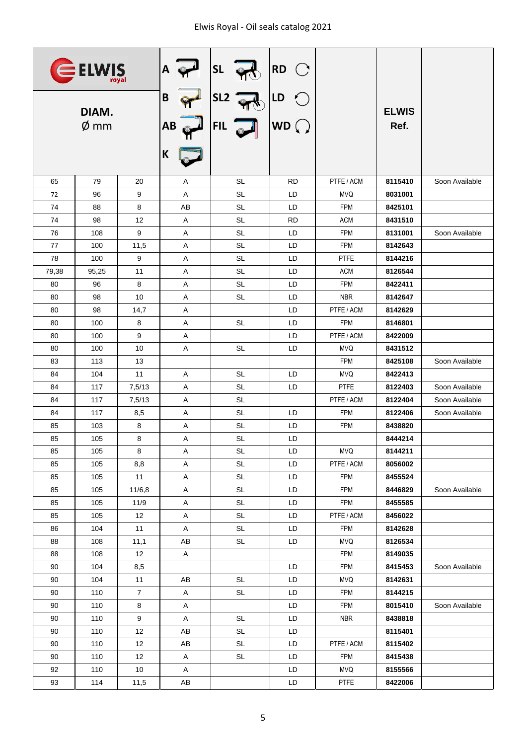| DIAM. Ø mm | | | A / B / AB / K | SL / SL2 / FIL | RD / LD / WD | | ELWIS Ref. | |
|---|---|---|---|---|---|---|---|---|
| 65 | 79 | 20 | A | SL | RD | PTFE / ACM | **8115410** | Soon Available |
| 72 | 96 | 9 | A | SL | LD | MVQ | **8031001** | |
| 74 | 88 | 8 | AB | SL | LD | FPM | **8425101** | |
| 74 | 98 | 12 | A | SL | RD | ACM | **8431510** | |
| 76 | 108 | 9 | A | SL | LD | FPM | **8131001** | Soon Available |
| 77 | 100 | 11,5 | A | SL | LD | FPM | **8142643** | |
| 78 | 100 | 9 | A | SL | LD | PTFE | **8144216** | |
| 79,38 | 95,25 | 11 | A | SL | LD | ACM | **8126544** | |
| 80 | 96 | 8 | A | SL | LD | FPM | **8422411** | |
| 80 | 98 | 10 | A | SL | LD | NBR | **8142647** | |
| 80 | 98 | 14,7 | A | | LD | PTFE / ACM | **8142629** | |
| 80 | 100 | 8 | A | SL | LD | FPM | **8146801** | |
| 80 | 100 | 9 | A | | LD | PTFE / ACM | **8422009** | |
| 80 | 100 | 10 | A | SL | LD | MVQ | **8431512** | |
| 83 | 113 | 13 | | | | FPM | **8425108** | Soon Available |
| 84 | 104 | 11 | A | SL | LD | MVQ | **8422413** | |
| 84 | 117 | 7,5/13 | A | SL | LD | PTFE | **8122403** | Soon Available |
| 84 | 117 | 7,5/13 | A | SL | | PTFE / ACM | **8122404** | Soon Available |
| 84 | 117 | 8,5 | A | SL | LD | FPM | **8122406** | Soon Available |
| 85 | 103 | 8 | A | SL | LD | FPM | **8438820** | |
| 85 | 105 | 8 | A | SL | LD | | **8444214** | |
| 85 | 105 | 8 | A | SL | LD | MVQ | **8144211** | |
| 85 | 105 | 8,8 | A | SL | LD | PTFE / ACM | **8056002** | |
| 85 | 105 | 11 | A | SL | LD | FPM | **8455524** | |
| 85 | 105 | 11/6,8 | A | SL | LD | FPM | **8446829** | Soon Available |
| 85 | 105 | 11/9 | A | SL | LD | FPM | **8455585** | |
| 85 | 105 | 12 | A | SL | LD | PTFE / ACM | **8456022** | |
| 86 | 104 | 11 | A | SL | LD | FPM | **8142628** | |
| 88 | 108 | 11,1 | AB | SL | LD | MVQ | **8126534** | |
| 88 | 108 | 12 | A | | | FPM | **8149035** | |
| 90 | 104 | 8,5 | | | LD | FPM | **8415453** | Soon Available |
| 90 | 104 | 11 | AB | SL | LD | MVQ | **8142631** | |
| 90 | 110 | 7 | A | SL | LD | FPM | **8144215** | |
| 90 | 110 | 8 | A | | LD | FPM | **8015410** | Soon Available |
| 90 | 110 | 9 | A | SL | LD | NBR | **8438818** | |
| 90 | 110 | 12 | AB | SL | LD | | **8115401** | |
| 90 | 110 | 12 | AB | SL | LD | PTFE / ACM | **8115402** | |
| 90 | 110 | 12 | A | SL | LD | FPM | **8415438** | |
| 92 | 110 | 10 | A | | LD | MVQ | **8155566** | |
| 93 | 114 | 11,5 | AB | | LD | PTFE | **8422006** | |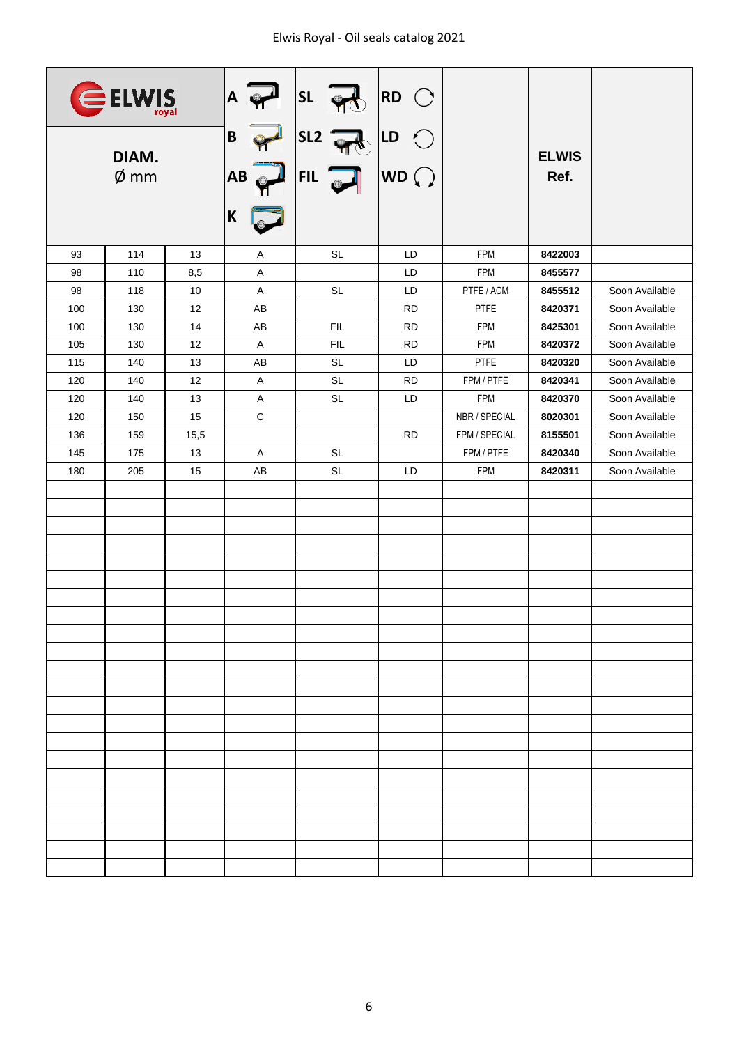| DIAM. Ø mm | | | A / B / AB / K | SL / SL2 / FIL | RD / LD / WD | | ELWIS Ref. | |
|---|---|---|---|---|---|---|---|---|
| 93 | 114 | 13 | A | SL | LD | FPM | **8422003** | |
| 98 | 110 | 8,5 | A | | LD | FPM | **8455577** | |
| 98 | 118 | 10 | A | SL | LD | PTFE / ACM | **8455512** | Soon Available |
| 100 | 130 | 12 | AB | | RD | PTFE | **8420371** | Soon Available |
| 100 | 130 | 14 | AB | FIL | RD | FPM | **8425301** | Soon Available |
| 105 | 130 | 12 | A | FIL | RD | FPM | **8420372** | Soon Available |
| 115 | 140 | 13 | AB | SL | LD | PTFE | **8420320** | Soon Available |
| 120 | 140 | 12 | A | SL | RD | FPM / PTFE | **8420341** | Soon Available |
| 120 | 140 | 13 | A | SL | LD | FPM | **8420370** | Soon Available |
| 120 | 150 | 15 | C | | | NBR / SPECIAL | **8020301** | Soon Available |
| 136 | 159 | 15,5 | | | RD | FPM / SPECIAL | **8155501** | Soon Available |
| 145 | 175 | 13 | A | SL | | FPM / PTFE | **8420340** | Soon Available |
| 180 | 205 | 15 | AB | SL | LD | FPM | **8420311** | Soon Available |